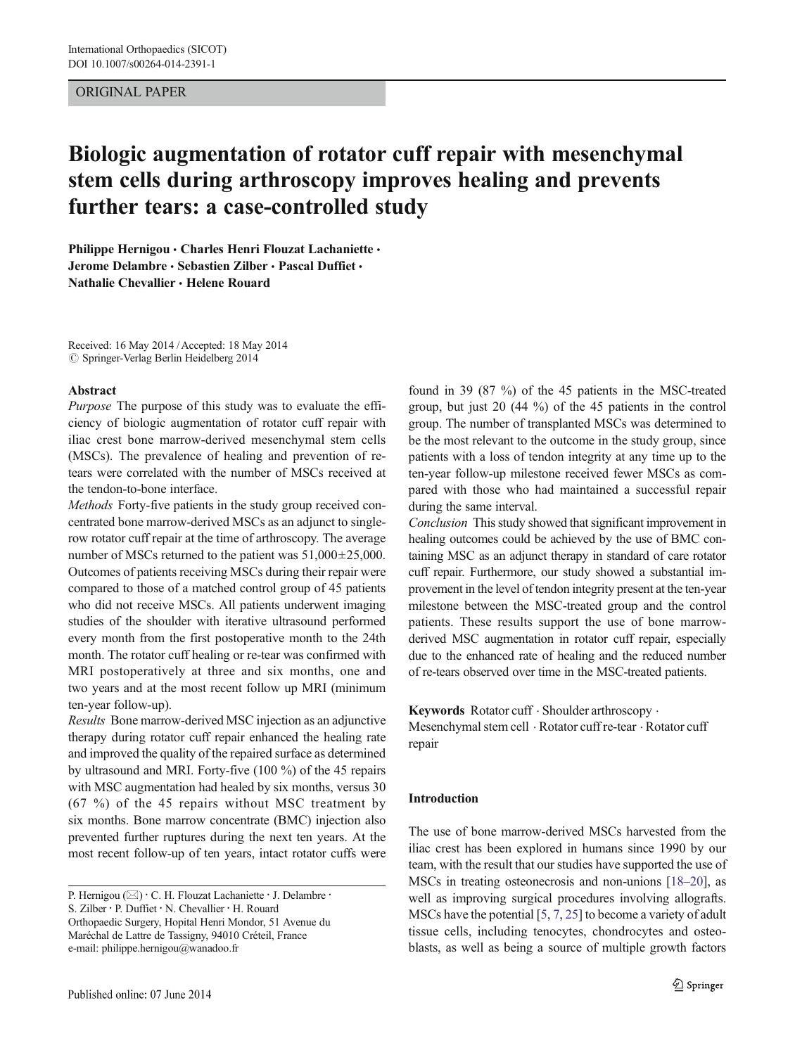ORIGINAL PAPER

# Biologic augmentation of rotator cuff repair with mesenchymal stem cells during arthroscopy improves healing and prevents further tears: a case-controlled study

**Philippe Hernigou · Charles Henri Flouzat Lachaniette · Jerome Delambre · Sebastien Zilber · Pascal Duffiet · Nathalie Chevallier · Helene Rouard**

Received: 16 May 2014 / Accepted: 18 May 2014
© Springer-Verlag Berlin Heidelberg 2014

## Abstract

*Purpose* The purpose of this study was to evaluate the efficiency of biologic augmentation of rotator cuff repair with iliac crest bone marrow-derived mesenchymal stem cells (MSCs). The prevalence of healing and prevention of re-tears were correlated with the number of MSCs received at the tendon-to-bone interface.

*Methods* Forty-five patients in the study group received concentrated bone marrow-derived MSCs as an adjunct to single-row rotator cuff repair at the time of arthroscopy. The average number of MSCs returned to the patient was 51,000±25,000. Outcomes of patients receiving MSCs during their repair were compared to those of a matched control group of 45 patients who did not receive MSCs. All patients underwent imaging studies of the shoulder with iterative ultrasound performed every month from the first postoperative month to the 24th month. The rotator cuff healing or re-tear was confirmed with MRI postoperatively at three and six months, one and two years and at the most recent follow up MRI (minimum ten-year follow-up).

*Results* Bone marrow-derived MSC injection as an adjunctive therapy during rotator cuff repair enhanced the healing rate and improved the quality of the repaired surface as determined by ultrasound and MRI. Forty-five (100 %) of the 45 repairs with MSC augmentation had healed by six months, versus 30 (67 %) of the 45 repairs without MSC treatment by six months. Bone marrow concentrate (BMC) injection also prevented further ruptures during the next ten years. At the most recent follow-up of ten years, intact rotator cuffs were found in 39 (87 %) of the 45 patients in the MSC-treated group, but just 20 (44 %) of the 45 patients in the control group. The number of transplanted MSCs was determined to be the most relevant to the outcome in the study group, since patients with a loss of tendon integrity at any time up to the ten-year follow-up milestone received fewer MSCs as compared with those who had maintained a successful repair during the same interval.

*Conclusion* This study showed that significant improvement in healing outcomes could be achieved by the use of BMC containing MSC as an adjunct therapy in standard of care rotator cuff repair. Furthermore, our study showed a substantial improvement in the level of tendon integrity present at the ten-year milestone between the MSC-treated group and the control patients. These results support the use of bone marrow-derived MSC augmentation in rotator cuff repair, especially due to the enhanced rate of healing and the reduced number of re-tears observed over time in the MSC-treated patients.

**Keywords** Rotator cuff · Shoulder arthroscopy · Mesenchymal stem cell · Rotator cuff re-tear · Rotator cuff repair

P. Hernigou (✉) · C. H. Flouzat Lachaniette · J. Delambre · S. Zilber · P. Duffiet · N. Chevallier · H. Rouard
Orthopaedic Surgery, Hopital Henri Mondor, 51 Avenue du Maréchal de Lattre de Tassigny, 94010 Créteil, France
e-mail: philippe.hernigou@wanadoo.fr

## Introduction

The use of bone marrow-derived MSCs harvested from the iliac crest has been explored in humans since 1990 by our team, with the result that our studies have supported the use of MSCs in treating osteonecrosis and non-unions [18–20], as well as improving surgical procedures involving allografts. MSCs have the potential [5, 7, 25] to become a variety of adult tissue cells, including tenocytes, chondrocytes and osteoblasts, as well as being a source of multiple growth factors

Published online: 07 June 2014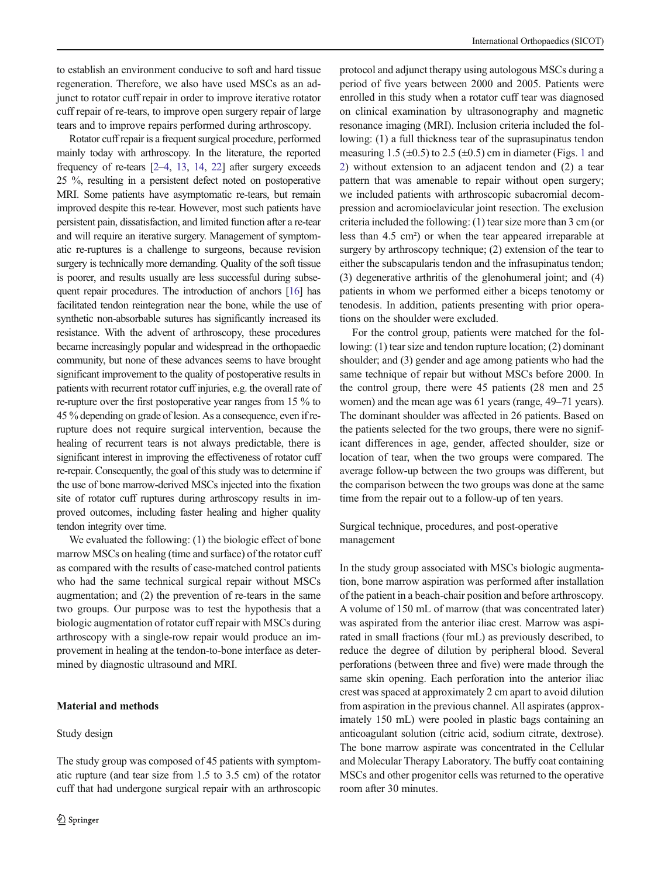to establish an environment conducive to soft and hard tissue regeneration. Therefore, we also have used MSCs as an adjunct to rotator cuff repair in order to improve iterative rotator cuff repair of re-tears, to improve open surgery repair of large tears and to improve repairs performed during arthroscopy.

Rotator cuff repair is a frequent surgical procedure, performed mainly today with arthroscopy. In the literature, the reported frequency of re-tears [2–4, 13, 14, 22] after surgery exceeds 25 %, resulting in a persistent defect noted on postoperative MRI. Some patients have asymptomatic re-tears, but remain improved despite this re-tear. However, most such patients have persistent pain, dissatisfaction, and limited function after a re-tear and will require an iterative surgery. Management of symptomatic re-ruptures is a challenge to surgeons, because revision surgery is technically more demanding. Quality of the soft tissue is poorer, and results usually are less successful during subsequent repair procedures. The introduction of anchors [16] has facilitated tendon reintegration near the bone, while the use of synthetic non-absorbable sutures has significantly increased its resistance. With the advent of arthroscopy, these procedures became increasingly popular and widespread in the orthopaedic community, but none of these advances seems to have brought significant improvement to the quality of postoperative results in patients with recurrent rotator cuff injuries, e.g. the overall rate of re-rupture over the first postoperative year ranges from 15 % to 45 % depending on grade of lesion. As a consequence, even if re-rupture does not require surgical intervention, because the healing of recurrent tears is not always predictable, there is significant interest in improving the effectiveness of rotator cuff re-repair. Consequently, the goal of this study was to determine if the use of bone marrow-derived MSCs injected into the fixation site of rotator cuff ruptures during arthroscopy results in improved outcomes, including faster healing and higher quality tendon integrity over time.

We evaluated the following: (1) the biologic effect of bone marrow MSCs on healing (time and surface) of the rotator cuff as compared with the results of case-matched control patients who had the same technical surgical repair without MSCs augmentation; and (2) the prevention of re-tears in the same two groups. Our purpose was to test the hypothesis that a biologic augmentation of rotator cuff repair with MSCs during arthroscopy with a single-row repair would produce an improvement in healing at the tendon-to-bone interface as determined by diagnostic ultrasound and MRI.

## Material and methods

### Study design

The study group was composed of 45 patients with symptomatic rupture (and tear size from 1.5 to 3.5 cm) of the rotator cuff that had undergone surgical repair with an arthroscopic protocol and adjunct therapy using autologous MSCs during a period of five years between 2000 and 2005. Patients were enrolled in this study when a rotator cuff tear was diagnosed on clinical examination by ultrasonography and magnetic resonance imaging (MRI). Inclusion criteria included the following: (1) a full thickness tear of the supraspinatus tendon measuring 1.5 (±0.5) to 2.5 (±0.5) cm in diameter (Figs. 1 and 2) without extension to an adjacent tendon and (2) a tear pattern that was amenable to repair without open surgery; we included patients with arthroscopic subacromial decompression and acromioclavicular joint resection. The exclusion criteria included the following: (1) tear size more than 3 cm (or less than 4.5 cm²) or when the tear appeared irreparable at surgery by arthroscopy technique; (2) extension of the tear to either the subscapularis tendon and the infrasupinatus tendon; (3) degenerative arthritis of the glenohumeral joint; and (4) patients in whom we performed either a biceps tenotomy or tenodesis. In addition, patients presenting with prior operations on the shoulder were excluded.

For the control group, patients were matched for the following: (1) tear size and tendon rupture location; (2) dominant shoulder; and (3) gender and age among patients who had the same technique of repair but without MSCs before 2000. In the control group, there were 45 patients (28 men and 25 women) and the mean age was 61 years (range, 49–71 years). The dominant shoulder was affected in 26 patients. Based on the patients selected for the two groups, there were no significant differences in age, gender, affected shoulder, size or location of tear, when the two groups were compared. The average follow-up between the two groups was different, but the comparison between the two groups was done at the same time from the repair out to a follow-up of ten years.

### Surgical technique, procedures, and post-operative management

In the study group associated with MSCs biologic augmentation, bone marrow aspiration was performed after installation of the patient in a beach-chair position and before arthroscopy. A volume of 150 mL of marrow (that was concentrated later) was aspirated from the anterior iliac crest. Marrow was aspirated in small fractions (four mL) as previously described, to reduce the degree of dilution by peripheral blood. Several perforations (between three and five) were made through the same skin opening. Each perforation into the anterior iliac crest was spaced at approximately 2 cm apart to avoid dilution from aspiration in the previous channel. All aspirates (approximately 150 mL) were pooled in plastic bags containing an anticoagulant solution (citric acid, sodium citrate, dextrose). The bone marrow aspirate was concentrated in the Cellular and Molecular Therapy Laboratory. The buffy coat containing MSCs and other progenitor cells was returned to the operative room after 30 minutes.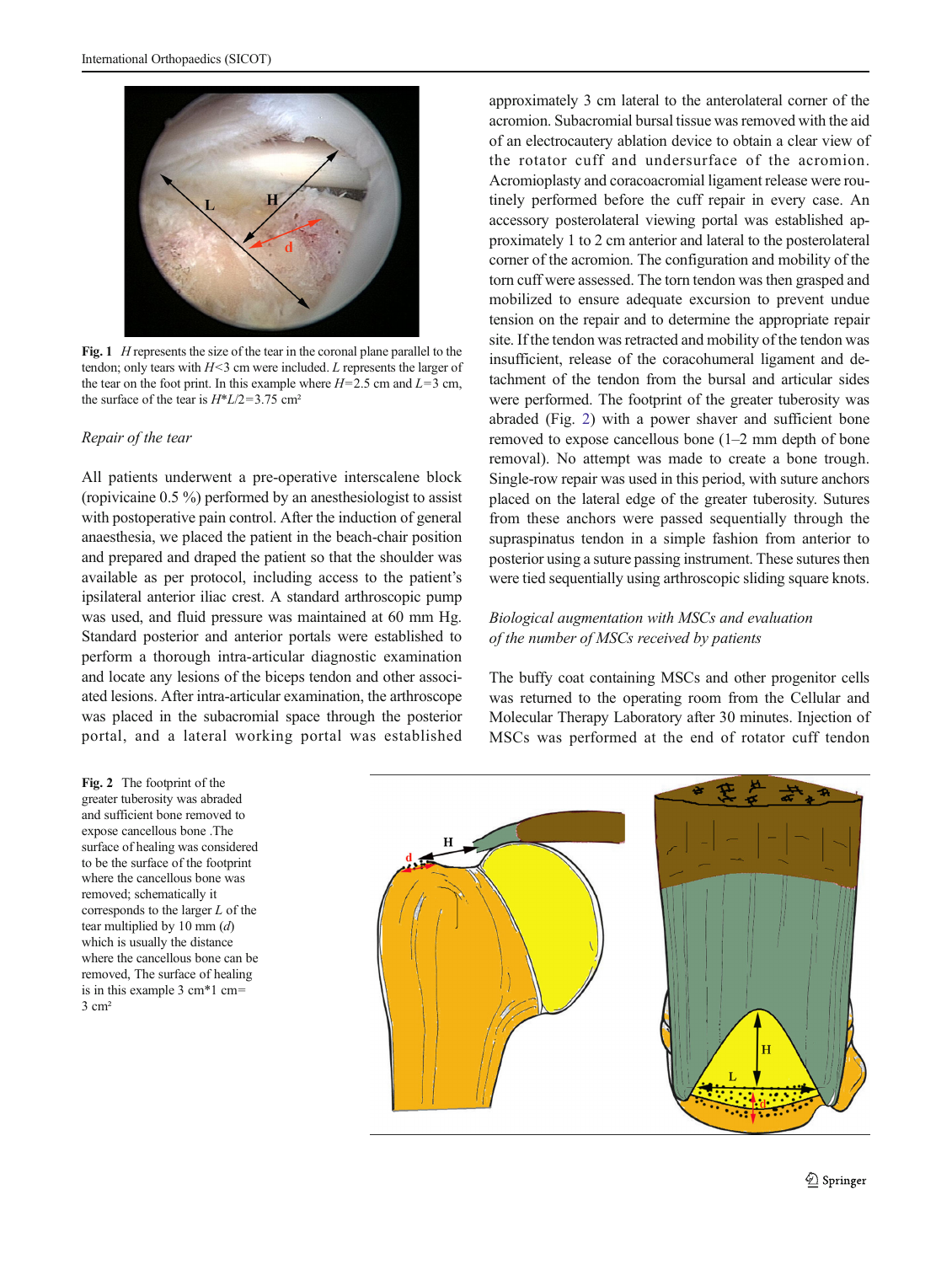**Fig. 1** $H$ represents the size of the tear in the coronal plane parallel to the tendon; only tears with $H<3$ cm were included. $L$ represents the larger of the tear on the foot print. In this example where $H=2.5$ cm and $L=3$ cm, the surface of the tear is $H*L/2=3.75$ cm²

*Repair of the tear*

All patients underwent a pre-operative interscalene block (ropivicaine 0.5 %) performed by an anesthesiologist to assist with postoperative pain control. After the induction of general anaesthesia, we placed the patient in the beach-chair position and prepared and draped the patient so that the shoulder was available as per protocol, including access to the patient's ipsilateral anterior iliac crest. A standard arthroscopic pump was used, and fluid pressure was maintained at 60 mm Hg. Standard posterior and anterior portals were established to perform a thorough intra-articular diagnostic examination and locate any lesions of the biceps tendon and other associated lesions. After intra-articular examination, the arthroscope was placed in the subacromial space through the posterior portal, and a lateral working portal was established approximately 3 cm lateral to the anterolateral corner of the acromion. Subacromial bursal tissue was removed with the aid of an electrocautery ablation device to obtain a clear view of the rotator cuff and undersurface of the acromion. Acromioplasty and coracoacromial ligament release were routinely performed before the cuff repair in every case. An accessory posterolateral viewing portal was established approximately 1 to 2 cm anterior and lateral to the posterolateral corner of the acromion. The configuration and mobility of the torn cuff were assessed. The torn tendon was then grasped and mobilized to ensure adequate excursion to prevent undue tension on the repair and to determine the appropriate repair site. If the tendon was retracted and mobility of the tendon was insufficient, release of the coracohumeral ligament and detachment of the tendon from the bursal and articular sides were performed. The footprint of the greater tuberosity was abraded (Fig. 2) with a power shaver and sufficient bone removed to expose cancellous bone (1–2 mm depth of bone removal). No attempt was made to create a bone trough. Single-row repair was used in this period, with suture anchors placed on the lateral edge of the greater tuberosity. Sutures from these anchors were passed sequentially through the supraspinatus tendon in a simple fashion from anterior to posterior using a suture passing instrument. These sutures then were tied sequentially using arthroscopic sliding square knots.

*Biological augmentation with MSCs and evaluation of the number of MSCs received by patients*

The buffy coat containing MSCs and other progenitor cells was returned to the operating room from the Cellular and Molecular Therapy Laboratory after 30 minutes. Injection of MSCs was performed at the end of rotator cuff tendon

**Fig. 2** The footprint of the greater tuberosity was abraded and sufficient bone removed to expose cancellous bone .The surface of healing was considered to be the surface of the footprint where the cancellous bone was removed; schematically it corresponds to the larger $L$ of the tear multiplied by 10 mm ($d$) which is usually the distance where the cancellous bone can be removed, The surface of healing is in this example 3 cm*1 cm= 3 cm²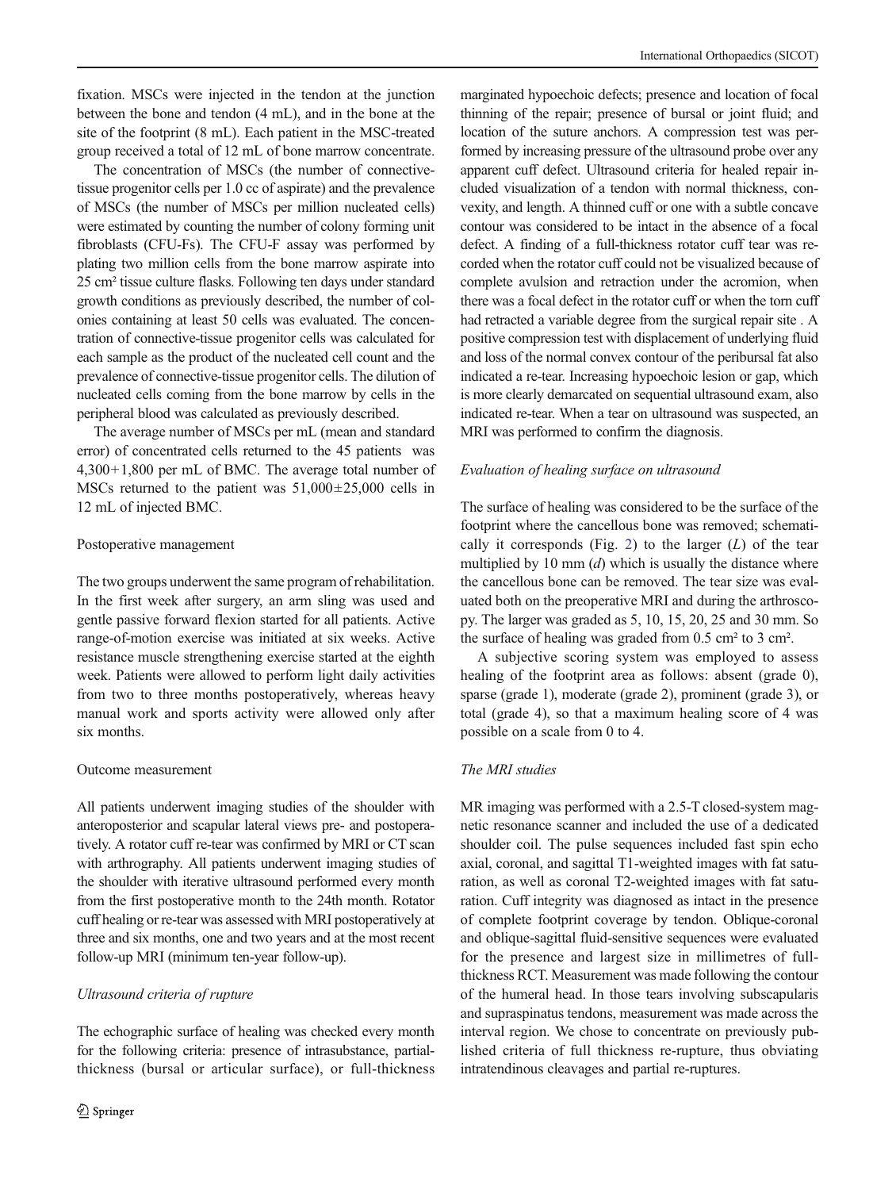fixation. MSCs were injected in the tendon at the junction between the bone and tendon (4 mL), and in the bone at the site of the footprint (8 mL). Each patient in the MSC-treated group received a total of 12 mL of bone marrow concentrate.

The concentration of MSCs (the number of connective-tissue progenitor cells per 1.0 cc of aspirate) and the prevalence of MSCs (the number of MSCs per million nucleated cells) were estimated by counting the number of colony forming unit fibroblasts (CFU-Fs). The CFU-F assay was performed by plating two million cells from the bone marrow aspirate into 25 cm² tissue culture flasks. Following ten days under standard growth conditions as previously described, the number of colonies containing at least 50 cells was evaluated. The concentration of connective-tissue progenitor cells was calculated for each sample as the product of the nucleated cell count and the prevalence of connective-tissue progenitor cells. The dilution of nucleated cells coming from the bone marrow by cells in the peripheral blood was calculated as previously described.

The average number of MSCs per mL (mean and standard error) of concentrated cells returned to the 45 patients was 4,300+1,800 per mL of BMC. The average total number of MSCs returned to the patient was 51,000±25,000 cells in 12 mL of injected BMC.

## Postoperative management

The two groups underwent the same program of rehabilitation. In the first week after surgery, an arm sling was used and gentle passive forward flexion started for all patients. Active range-of-motion exercise was initiated at six weeks. Active resistance muscle strengthening exercise started at the eighth week. Patients were allowed to perform light daily activities from two to three months postoperatively, whereas heavy manual work and sports activity were allowed only after six months.

## Outcome measurement

All patients underwent imaging studies of the shoulder with anteroposterior and scapular lateral views pre- and postoperatively. A rotator cuff re-tear was confirmed by MRI or CT scan with arthrography. All patients underwent imaging studies of the shoulder with iterative ultrasound performed every month from the first postoperative month to the 24th month. Rotator cuff healing or re-tear was assessed with MRI postoperatively at three and six months, one and two years and at the most recent follow-up MRI (minimum ten-year follow-up).

### *Ultrasound criteria of rupture*

The echographic surface of healing was checked every month for the following criteria: presence of intrasubstance, partial-thickness (bursal or articular surface), or full-thickness marginated hypoechoic defects; presence and location of focal thinning of the repair; presence of bursal or joint fluid; and location of the suture anchors. A compression test was performed by increasing pressure of the ultrasound probe over any apparent cuff defect. Ultrasound criteria for healed repair included visualization of a tendon with normal thickness, convexity, and length. A thinned cuff or one with a subtle concave contour was considered to be intact in the absence of a focal defect. A finding of a full-thickness rotator cuff tear was recorded when the rotator cuff could not be visualized because of complete avulsion and retraction under the acromion, when there was a focal defect in the rotator cuff or when the torn cuff had retracted a variable degree from the surgical repair site . A positive compression test with displacement of underlying fluid and loss of the normal convex contour of the peribursal fat also indicated a re-tear. Increasing hypoechoic lesion or gap, which is more clearly demarcated on sequential ultrasound exam, also indicated re-tear. When a tear on ultrasound was suspected, an MRI was performed to confirm the diagnosis.

### *Evaluation of healing surface on ultrasound*

The surface of healing was considered to be the surface of the footprint where the cancellous bone was removed; schematically it corresponds (Fig. 2) to the larger ($L$) of the tear multiplied by 10 mm ($d$) which is usually the distance where the cancellous bone can be removed. The tear size was evaluated both on the preoperative MRI and during the arthroscopy. The larger was graded as 5, 10, 15, 20, 25 and 30 mm. So the surface of healing was graded from 0.5 cm² to 3 cm².

A subjective scoring system was employed to assess healing of the footprint area as follows: absent (grade 0), sparse (grade 1), moderate (grade 2), prominent (grade 3), or total (grade 4), so that a maximum healing score of 4 was possible on a scale from 0 to 4.

### *The MRI studies*

MR imaging was performed with a 2.5-T closed-system magnetic resonance scanner and included the use of a dedicated shoulder coil. The pulse sequences included fast spin echo axial, coronal, and sagittal T1-weighted images with fat saturation, as well as coronal T2-weighted images with fat saturation. Cuff integrity was diagnosed as intact in the presence of complete footprint coverage by tendon. Oblique-coronal and oblique-sagittal fluid-sensitive sequences were evaluated for the presence and largest size in millimetres of full-thickness RCT. Measurement was made following the contour of the humeral head. In those tears involving subscapularis and supraspinatus tendons, measurement was made across the interval region. We chose to concentrate on previously published criteria of full thickness re-rupture, thus obviating intratendinous cleavages and partial re-ruptures.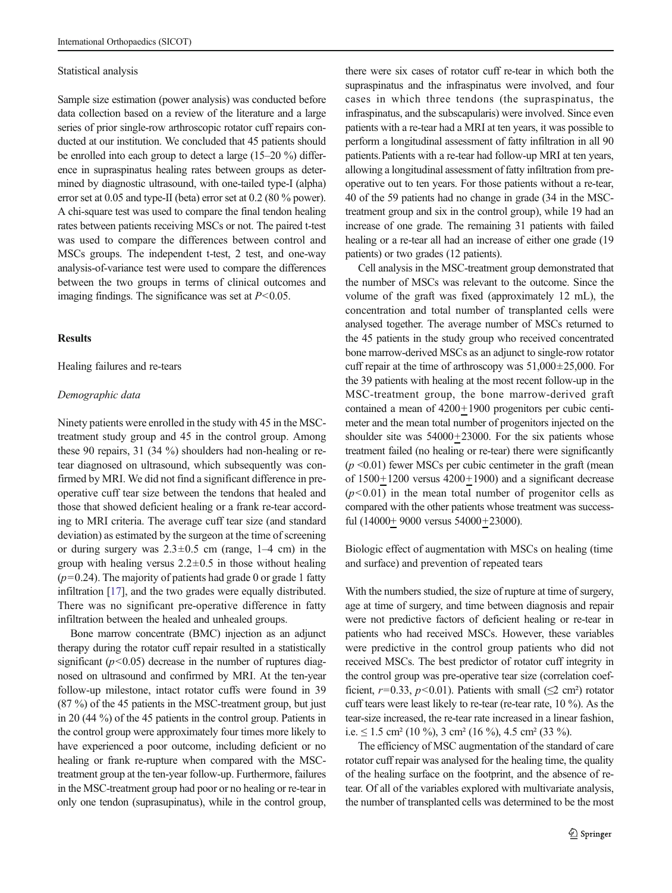Statistical analysis

Sample size estimation (power analysis) was conducted before data collection based on a review of the literature and a large series of prior single-row arthroscopic rotator cuff repairs conducted at our institution. We concluded that 45 patients should be enrolled into each group to detect a large (15–20 %) difference in supraspinatus healing rates between groups as determined by diagnostic ultrasound, with one-tailed type-I (alpha) error set at 0.05 and type-II (beta) error set at 0.2 (80 % power). A chi-square test was used to compare the final tendon healing rates between patients receiving MSCs or not. The paired t-test was used to compare the differences between control and MSCs groups. The independent t-test, 2 test, and one-way analysis-of-variance test were used to compare the differences between the two groups in terms of clinical outcomes and imaging findings. The significance was set at $P<0.05$.

## Results

Healing failures and re-tears

*Demographic data*

Ninety patients were enrolled in the study with 45 in the MSC-treatment study group and 45 in the control group. Among these 90 repairs, 31 (34 %) shoulders had non-healing or re-tear diagnosed on ultrasound, which subsequently was confirmed by MRI. We did not find a significant difference in pre-operative cuff tear size between the tendons that healed and those that showed deficient healing or a frank re-tear according to MRI criteria. The average cuff tear size (and standard deviation) as estimated by the surgeon at the time of screening or during surgery was 2.3±0.5 cm (range, 1–4 cm) in the group with healing versus 2.2±0.5 in those without healing ($p=0.24$). The majority of patients had grade 0 or grade 1 fatty infiltration [17], and the two grades were equally distributed. There was no significant pre-operative difference in fatty infiltration between the healed and unhealed groups.

Bone marrow concentrate (BMC) injection as an adjunct therapy during the rotator cuff repair resulted in a statistically significant ($p<0.05$) decrease in the number of ruptures diagnosed on ultrasound and confirmed by MRI. At the ten-year follow-up milestone, intact rotator cuffs were found in 39 (87 %) of the 45 patients in the MSC-treatment group, but just in 20 (44 %) of the 45 patients in the control group. Patients in the control group were approximately four times more likely to have experienced a poor outcome, including deficient or no healing or frank re-rupture when compared with the MSC-treatment group at the ten-year follow-up. Furthermore, failures in the MSC-treatment group had poor or no healing or re-tear in only one tendon (suprasupinatus), while in the control group, there were six cases of rotator cuff re-tear in which both the supraspinatus and the infraspinatus were involved, and four cases in which three tendons (the supraspinatus, the infraspinatus, and the subscapularis) were involved. Since even patients with a re-tear had a MRI at ten years, it was possible to perform a longitudinal assessment of fatty infiltration in all 90 patients. Patients with a re-tear had follow-up MRI at ten years, allowing a longitudinal assessment of fatty infiltration from pre-operative out to ten years. For those patients without a re-tear, 40 of the 59 patients had no change in grade (34 in the MSC-treatment group and six in the control group), while 19 had an increase of one grade. The remaining 31 patients with failed healing or a re-tear all had an increase of either one grade (19 patients) or two grades (12 patients).

Cell analysis in the MSC-treatment group demonstrated that the number of MSCs was relevant to the outcome. Since the volume of the graft was fixed (approximately 12 mL), the concentration and total number of transplanted cells were analysed together. The average number of MSCs returned to the 45 patients in the study group who received concentrated bone marrow-derived MSCs as an adjunct to single-row rotator cuff repair at the time of arthroscopy was 51,000±25,000. For the 39 patients with healing at the most recent follow-up in the MSC-treatment group, the bone marrow-derived graft contained a mean of 4200±1900 progenitors per cubic centimeter and the mean total number of progenitors injected on the shoulder site was 54000±23000. For the six patients whose treatment failed (no healing or re-tear) there were significantly ($p<0.01$) fewer MSCs per cubic centimeter in the graft (mean of 1500±1200 versus 4200±1900) and a significant decrease ($p<0.01$) in the mean total number of progenitor cells as compared with the other patients whose treatment was successful (14000± 9000 versus 54000±23000).

Biologic effect of augmentation with MSCs on healing (time and surface) and prevention of repeated tears

With the numbers studied, the size of rupture at time of surgery, age at time of surgery, and time between diagnosis and repair were not predictive factors of deficient healing or re-tear in patients who had received MSCs. However, these variables were predictive in the control group patients who did not received MSCs. The best predictor of rotator cuff integrity in the control group was pre-operative tear size (correlation coefficient, $r=0.33$, $p<0.01$). Patients with small (≤2 cm²) rotator cuff tears were least likely to re-tear (re-tear rate, 10 %). As the tear-size increased, the re-tear rate increased in a linear fashion, i.e. ≤ 1.5 cm² (10 %), 3 cm² (16 %), 4.5 cm² (33 %).

The efficiency of MSC augmentation of the standard of care rotator cuff repair was analysed for the healing time, the quality of the healing surface on the footprint, and the absence of re-tear. Of all of the variables explored with multivariate analysis, the number of transplanted cells was determined to be the most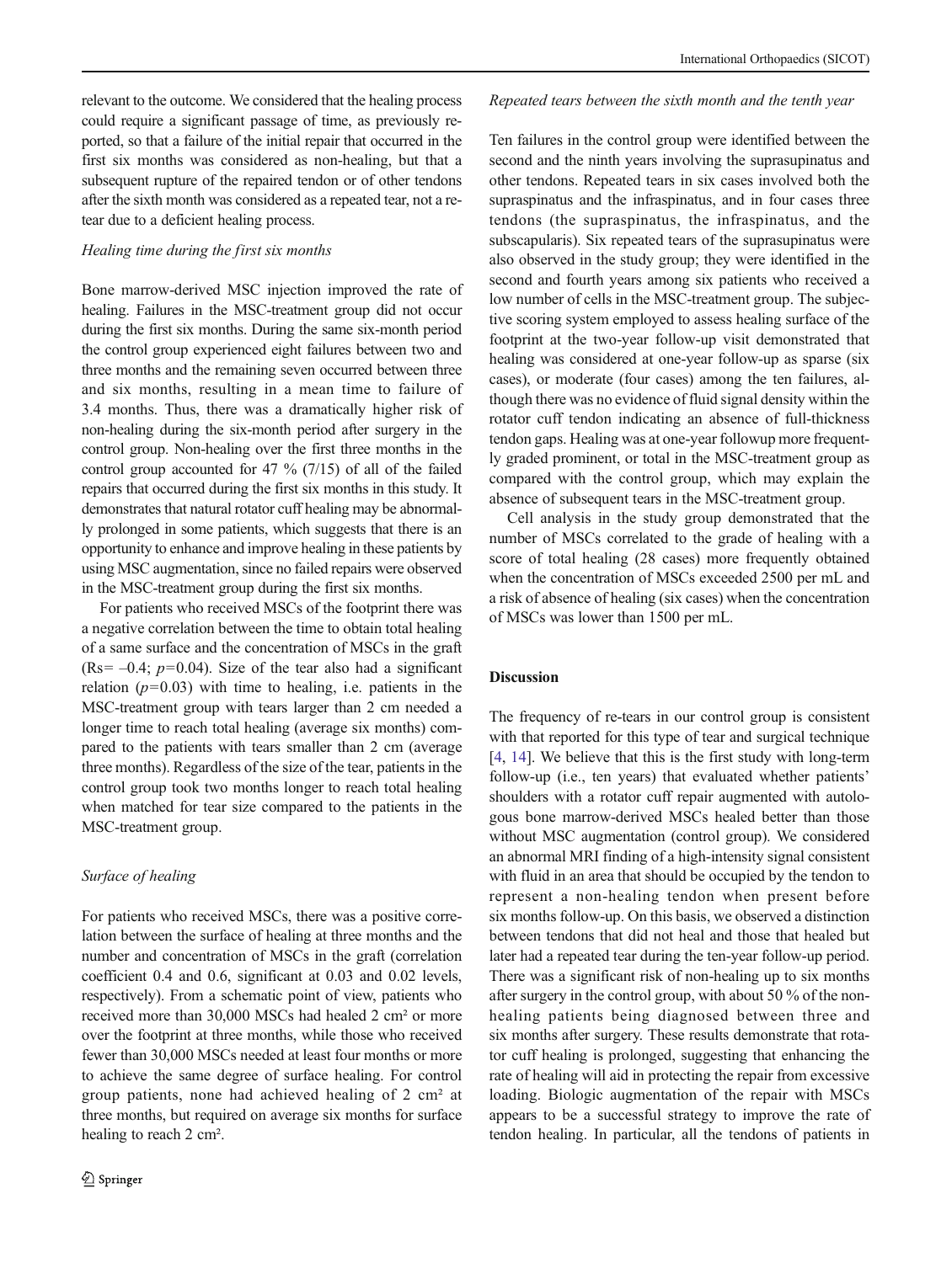relevant to the outcome. We considered that the healing process could require a significant passage of time, as previously reported, so that a failure of the initial repair that occurred in the first six months was considered as non-healing, but that a subsequent rupture of the repaired tendon or of other tendons after the sixth month was considered as a repeated tear, not a retear due to a deficient healing process.

*Healing time during the first six months*

Bone marrow-derived MSC injection improved the rate of healing. Failures in the MSC-treatment group did not occur during the first six months. During the same six-month period the control group experienced eight failures between two and three months and the remaining seven occurred between three and six months, resulting in a mean time to failure of 3.4 months. Thus, there was a dramatically higher risk of non-healing during the six-month period after surgery in the control group. Non-healing over the first three months in the control group accounted for 47 % (7/15) of all of the failed repairs that occurred during the first six months in this study. It demonstrates that natural rotator cuff healing may be abnormally prolonged in some patients, which suggests that there is an opportunity to enhance and improve healing in these patients by using MSC augmentation, since no failed repairs were observed in the MSC-treatment group during the first six months.

For patients who received MSCs of the footprint there was a negative correlation between the time to obtain total healing of a same surface and the concentration of MSCs in the graft ($Rs = -0.4$; $p = 0.04$). Size of the tear also had a significant relation ($p = 0.03$) with time to healing, i.e. patients in the MSC-treatment group with tears larger than 2 cm needed a longer time to reach total healing (average six months) compared to the patients with tears smaller than 2 cm (average three months). Regardless of the size of the tear, patients in the control group took two months longer to reach total healing when matched for tear size compared to the patients in the MSC-treatment group.

*Surface of healing*

For patients who received MSCs, there was a positive correlation between the surface of healing at three months and the number and concentration of MSCs in the graft (correlation coefficient 0.4 and 0.6, significant at 0.03 and 0.02 levels, respectively). From a schematic point of view, patients who received more than 30,000 MSCs had healed 2 $cm^2$ or more over the footprint at three months, while those who received fewer than 30,000 MSCs needed at least four months or more to achieve the same degree of surface healing. For control group patients, none had achieved healing of 2 $cm^2$ at three months, but required on average six months for surface healing to reach 2 $cm^2$.

*Repeated tears between the sixth month and the tenth year*

Ten failures in the control group were identified between the second and the ninth years involving the suprasupinatus and other tendons. Repeated tears in six cases involved both the supraspinatus and the infraspinatus, and in four cases three tendons (the supraspinatus, the infraspinatus, and the subscapularis). Six repeated tears of the suprasupinatus were also observed in the study group; they were identified in the second and fourth years among six patients who received a low number of cells in the MSC-treatment group. The subjective scoring system employed to assess healing surface of the footprint at the two-year follow-up visit demonstrated that healing was considered at one-year follow-up as sparse (six cases), or moderate (four cases) among the ten failures, although there was no evidence of fluid signal density within the rotator cuff tendon indicating an absence of full-thickness tendon gaps. Healing was at one-year followup more frequently graded prominent, or total in the MSC-treatment group as compared with the control group, which may explain the absence of subsequent tears in the MSC-treatment group.

Cell analysis in the study group demonstrated that the number of MSCs correlated to the grade of healing with a score of total healing (28 cases) more frequently obtained when the concentration of MSCs exceeded 2500 per mL and a risk of absence of healing (six cases) when the concentration of MSCs was lower than 1500 per mL.

## Discussion

The frequency of re-tears in our control group is consistent with that reported for this type of tear and surgical technique [4, 14]. We believe that this is the first study with long-term follow-up (i.e., ten years) that evaluated whether patients' shoulders with a rotator cuff repair augmented with autologous bone marrow-derived MSCs healed better than those without MSC augmentation (control group). We considered an abnormal MRI finding of a high-intensity signal consistent with fluid in an area that should be occupied by the tendon to represent a non-healing tendon when present before six months follow-up. On this basis, we observed a distinction between tendons that did not heal and those that healed but later had a repeated tear during the ten-year follow-up period. There was a significant risk of non-healing up to six months after surgery in the control group, with about 50 % of the non-healing patients being diagnosed between three and six months after surgery. These results demonstrate that rotator cuff healing is prolonged, suggesting that enhancing the rate of healing will aid in protecting the repair from excessive loading. Biologic augmentation of the repair with MSCs appears to be a successful strategy to improve the rate of tendon healing. In particular, all the tendons of patients in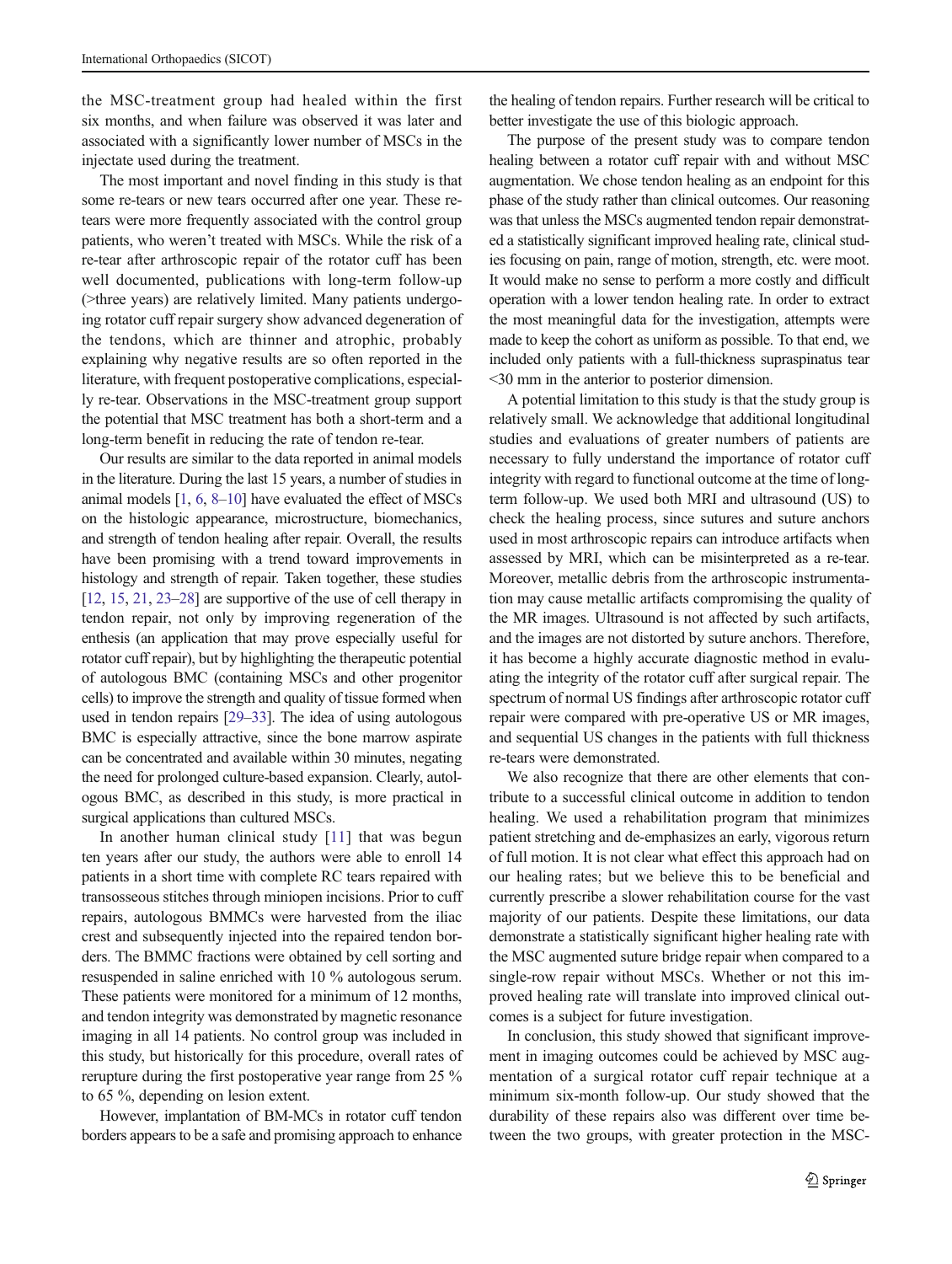the MSC-treatment group had healed within the first six months, and when failure was observed it was later and associated with a significantly lower number of MSCs in the injectate used during the treatment.

The most important and novel finding in this study is that some re-tears or new tears occurred after one year. These re-tears were more frequently associated with the control group patients, who weren't treated with MSCs. While the risk of a re-tear after arthroscopic repair of the rotator cuff has been well documented, publications with long-term follow-up (>three years) are relatively limited. Many patients undergoing rotator cuff repair surgery show advanced degeneration of the tendons, which are thinner and atrophic, probably explaining why negative results are so often reported in the literature, with frequent postoperative complications, especially re-tear. Observations in the MSC-treatment group support the potential that MSC treatment has both a short-term and a long-term benefit in reducing the rate of tendon re-tear.

Our results are similar to the data reported in animal models in the literature. During the last 15 years, a number of studies in animal models [1, 6, 8–10] have evaluated the effect of MSCs on the histologic appearance, microstructure, biomechanics, and strength of tendon healing after repair. Overall, the results have been promising with a trend toward improvements in histology and strength of repair. Taken together, these studies [12, 15, 21, 23–28] are supportive of the use of cell therapy in tendon repair, not only by improving regeneration of the enthesis (an application that may prove especially useful for rotator cuff repair), but by highlighting the therapeutic potential of autologous BMC (containing MSCs and other progenitor cells) to improve the strength and quality of tissue formed when used in tendon repairs [29–33]. The idea of using autologous BMC is especially attractive, since the bone marrow aspirate can be concentrated and available within 30 minutes, negating the need for prolonged culture-based expansion. Clearly, autologous BMC, as described in this study, is more practical in surgical applications than cultured MSCs.

In another human clinical study [11] that was begun ten years after our study, the authors were able to enroll 14 patients in a short time with complete RC tears repaired with transosseous stitches through miniopen incisions. Prior to cuff repairs, autologous BMMCs were harvested from the iliac crest and subsequently injected into the repaired tendon borders. The BMMC fractions were obtained by cell sorting and resuspended in saline enriched with 10 % autologous serum. These patients were monitored for a minimum of 12 months, and tendon integrity was demonstrated by magnetic resonance imaging in all 14 patients. No control group was included in this study, but historically for this procedure, overall rates of rerupture during the first postoperative year range from 25 % to 65 %, depending on lesion extent.

However, implantation of BM-MCs in rotator cuff tendon borders appears to be a safe and promising approach to enhance the healing of tendon repairs. Further research will be critical to better investigate the use of this biologic approach.

The purpose of the present study was to compare tendon healing between a rotator cuff repair with and without MSC augmentation. We chose tendon healing as an endpoint for this phase of the study rather than clinical outcomes. Our reasoning was that unless the MSCs augmented tendon repair demonstrated a statistically significant improved healing rate, clinical studies focusing on pain, range of motion, strength, etc. were moot. It would make no sense to perform a more costly and difficult operation with a lower tendon healing rate. In order to extract the most meaningful data for the investigation, attempts were made to keep the cohort as uniform as possible. To that end, we included only patients with a full-thickness supraspinatus tear <30 mm in the anterior to posterior dimension.

A potential limitation to this study is that the study group is relatively small. We acknowledge that additional longitudinal studies and evaluations of greater numbers of patients are necessary to fully understand the importance of rotator cuff integrity with regard to functional outcome at the time of long-term follow-up. We used both MRI and ultrasound (US) to check the healing process, since sutures and suture anchors used in most arthroscopic repairs can introduce artifacts when assessed by MRI, which can be misinterpreted as a re-tear. Moreover, metallic debris from the arthroscopic instrumentation may cause metallic artifacts compromising the quality of the MR images. Ultrasound is not affected by such artifacts, and the images are not distorted by suture anchors. Therefore, it has become a highly accurate diagnostic method in evaluating the integrity of the rotator cuff after surgical repair. The spectrum of normal US findings after arthroscopic rotator cuff repair were compared with pre-operative US or MR images, and sequential US changes in the patients with full thickness re-tears were demonstrated.

We also recognize that there are other elements that contribute to a successful clinical outcome in addition to tendon healing. We used a rehabilitation program that minimizes patient stretching and de-emphasizes an early, vigorous return of full motion. It is not clear what effect this approach had on our healing rates; but we believe this to be beneficial and currently prescribe a slower rehabilitation course for the vast majority of our patients. Despite these limitations, our data demonstrate a statistically significant higher healing rate with the MSC augmented suture bridge repair when compared to a single-row repair without MSCs. Whether or not this improved healing rate will translate into improved clinical outcomes is a subject for future investigation.

In conclusion, this study showed that significant improvement in imaging outcomes could be achieved by MSC augmentation of a surgical rotator cuff repair technique at a minimum six-month follow-up. Our study showed that the durability of these repairs also was different over time between the two groups, with greater protection in the MSC-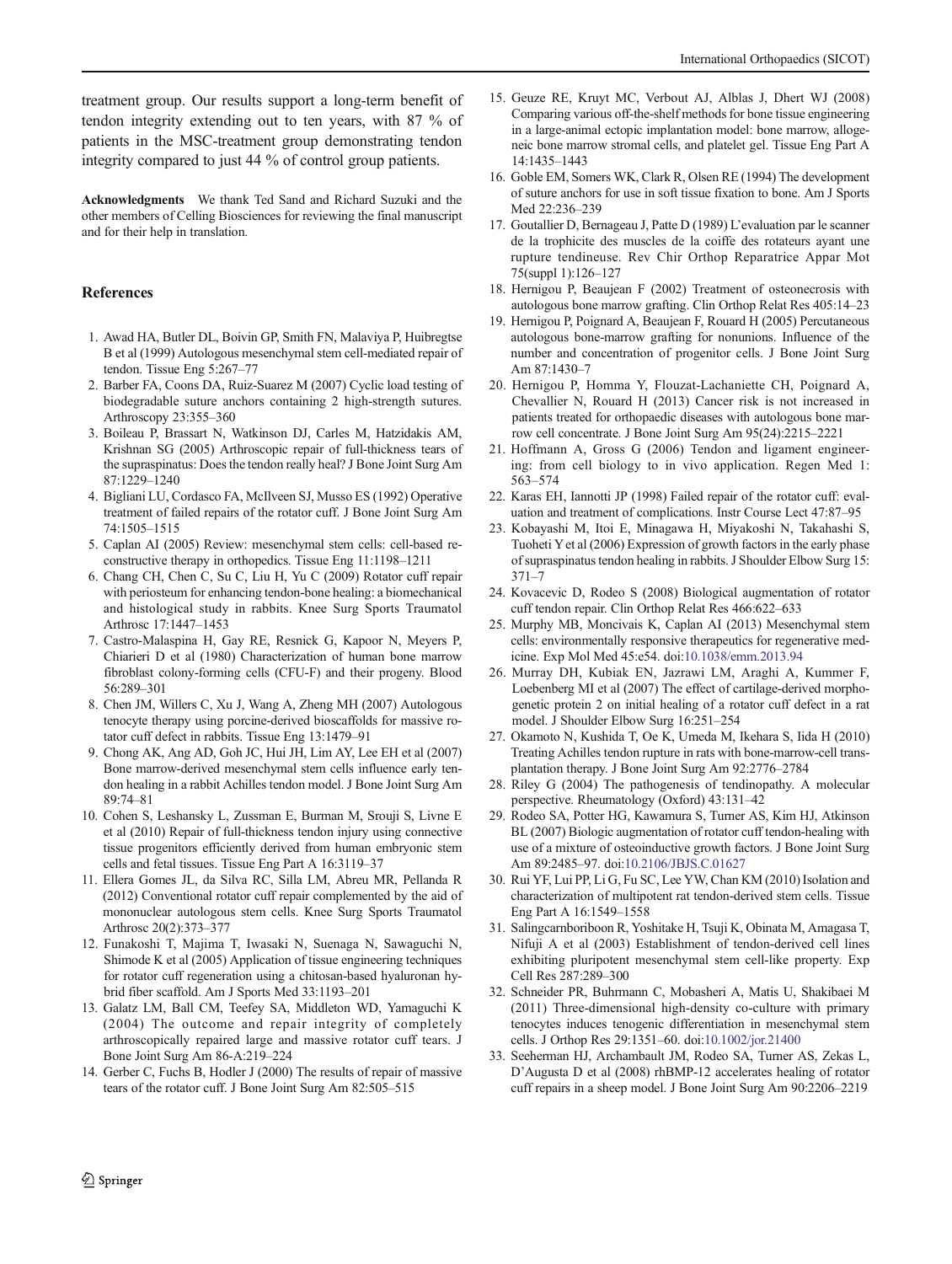treatment group. Our results support a long-term benefit of tendon integrity extending out to ten years, with 87 % of patients in the MSC-treatment group demonstrating tendon integrity compared to just 44 % of control group patients.

**Acknowledgments** We thank Ted Sand and Richard Suzuki and the other members of Celling Biosciences for reviewing the final manuscript and for their help in translation.

## References

1. Awad HA, Butler DL, Boivin GP, Smith FN, Malaviya P, Huibregtse B et al (1999) Autologous mesenchymal stem cell-mediated repair of tendon. Tissue Eng 5:267–77
2. Barber FA, Coons DA, Ruiz-Suarez M (2007) Cyclic load testing of biodegradable suture anchors containing 2 high-strength sutures. Arthroscopy 23:355–360
3. Boileau P, Brassart N, Watkinson DJ, Carles M, Hatzidakis AM, Krishnan SG (2005) Arthroscopic repair of full-thickness tears of the supraspinatus: Does the tendon really heal? J Bone Joint Surg Am 87:1229–1240
4. Bigliani LU, Cordasco FA, McIlveen SJ, Musso ES (1992) Operative treatment of failed repairs of the rotator cuff. J Bone Joint Surg Am 74:1505–1515
5. Caplan AI (2005) Review: mesenchymal stem cells: cell-based reconstructive therapy in orthopedics. Tissue Eng 11:1198–1211
6. Chang CH, Chen C, Su C, Liu H, Yu C (2009) Rotator cuff repair with periosteum for enhancing tendon-bone healing: a biomechanical and histological study in rabbits. Knee Surg Sports Traumatol Arthrosc 17:1447–1453
7. Castro-Malaspina H, Gay RE, Resnick G, Kapoor N, Meyers P, Chiarieri D et al (1980) Characterization of human bone marrow fibroblast colony-forming cells (CFU-F) and their progeny. Blood 56:289–301
8. Chen JM, Willers C, Xu J, Wang A, Zheng MH (2007) Autologous tenocyte therapy using porcine-derived bioscaffolds for massive rotator cuff defect in rabbits. Tissue Eng 13:1479–91
9. Chong AK, Ang AD, Goh JC, Hui JH, Lim AY, Lee EH et al (2007) Bone marrow-derived mesenchymal stem cells influence early tendon healing in a rabbit Achilles tendon model. J Bone Joint Surg Am 89:74–81
10. Cohen S, Leshansky L, Zussman E, Burman M, Srouji S, Livne E et al (2010) Repair of full-thickness tendon injury using connective tissue progenitors efficiently derived from human embryonic stem cells and fetal tissues. Tissue Eng Part A 16:3119–37
11. Ellera Gomes JL, da Silva RC, Silla LM, Abreu MR, Pellanda R (2012) Conventional rotator cuff repair complemented by the aid of mononuclear autologous stem cells. Knee Surg Sports Traumatol Arthrosc 20(2):373–377
12. Funakoshi T, Majima T, Iwasaki N, Suenaga N, Sawaguchi N, Shimode K et al (2005) Application of tissue engineering techniques for rotator cuff regeneration using a chitosan-based hyaluronan hybrid fiber scaffold. Am J Sports Med 33:1193–201
13. Galatz LM, Ball CM, Teefey SA, Middleton WD, Yamaguchi K (2004) The outcome and repair integrity of completely arthroscopically repaired large and massive rotator cuff tears. J Bone Joint Surg Am 86-A:219–224
14. Gerber C, Fuchs B, Hodler J (2000) The results of repair of massive tears of the rotator cuff. J Bone Joint Surg Am 82:505–515
15. Geuze RE, Kruyt MC, Verbout AJ, Alblas J, Dhert WJ (2008) Comparing various off-the-shelf methods for bone tissue engineering in a large-animal ectopic implantation model: bone marrow, allogeneic bone marrow stromal cells, and platelet gel. Tissue Eng Part A 14:1435–1443
16. Goble EM, Somers WK, Clark R, Olsen RE (1994) The development of suture anchors for use in soft tissue fixation to bone. Am J Sports Med 22:236–239
17. Goutallier D, Bernageau J, Patte D (1989) L'evaluation par le scanner de la trophicite des muscles de la coiffe des rotateurs ayant une rupture tendineuse. Rev Chir Orthop Reparatrice Appar Mot 75(suppl 1):126–127
18. Hernigou P, Beaujean F (2002) Treatment of osteonecrosis with autologous bone marrow grafting. Clin Orthop Relat Res 405:14–23
19. Hernigou P, Poignard A, Beaujean F, Rouard H (2005) Percutaneous autologous bone-marrow grafting for nonunions. Influence of the number and concentration of progenitor cells. J Bone Joint Surg Am 87:1430–7
20. Hernigou P, Homma Y, Flouzat-Lachaniette CH, Poignard A, Chevallier N, Rouard H (2013) Cancer risk is not increased in patients treated for orthopaedic diseases with autologous bone marrow cell concentrate. J Bone Joint Surg Am 95(24):2215–2221
21. Hoffmann A, Gross G (2006) Tendon and ligament engineering: from cell biology to in vivo application. Regen Med 1: 563–574
22. Karas EH, Iannotti JP (1998) Failed repair of the rotator cuff: evaluation and treatment of complications. Instr Course Lect 47:87–95
23. Kobayashi M, Itoi E, Minagawa H, Miyakoshi N, Takahashi S, Tuoheti Y et al (2006) Expression of growth factors in the early phase of supraspinatus tendon healing in rabbits. J Shoulder Elbow Surg 15: 371–7
24. Kovacevic D, Rodeo S (2008) Biological augmentation of rotator cuff tendon repair. Clin Orthop Relat Res 466:622–633
25. Murphy MB, Moncivais K, Caplan AI (2013) Mesenchymal stem cells: environmentally responsive therapeutics for regenerative medicine. Exp Mol Med 45:e54. doi:10.1038/emm.2013.94
26. Murray DH, Kubiak EN, Jazrawi LM, Araghi A, Kummer F, Loebenberg MI et al (2007) The effect of cartilage-derived morphogenetic protein 2 on initial healing of a rotator cuff defect in a rat model. J Shoulder Elbow Surg 16:251–254
27. Okamoto N, Kushida T, Oe K, Umeda M, Ikehara S, Iida H (2010) Treating Achilles tendon rupture in rats with bone-marrow-cell transplantation therapy. J Bone Joint Surg Am 92:2776–2784
28. Riley G (2004) The pathogenesis of tendinopathy. A molecular perspective. Rheumatology (Oxford) 43:131–42
29. Rodeo SA, Potter HG, Kawamura S, Turner AS, Kim HJ, Atkinson BL (2007) Biologic augmentation of rotator cuff tendon-healing with use of a mixture of osteoinductive growth factors. J Bone Joint Surg Am 89:2485–97. doi:10.2106/JBJS.C.01627
30. Rui YF, Lui PP, Li G, Fu SC, Lee YW, Chan KM (2010) Isolation and characterization of multipotent rat tendon-derived stem cells. Tissue Eng Part A 16:1549–1558
31. Salingcarnboriboon R, Yoshitake H, Tsuji K, Obinata M, Amagasa T, Nifuji A et al (2003) Establishment of tendon-derived cell lines exhibiting pluripotent mesenchymal stem cell-like property. Exp Cell Res 287:289–300
32. Schneider PR, Buhrmann C, Mobasheri A, Matis U, Shakibaei M (2011) Three-dimensional high-density co-culture with primary tenocytes induces tenogenic differentiation in mesenchymal stem cells. J Orthop Res 29:1351–60. doi:10.1002/jor.21400
33. Seeherman HJ, Archambault JM, Rodeo SA, Turner AS, Zekas L, D'Augusta D et al (2008) rhBMP-12 accelerates healing of rotator cuff repairs in a sheep model. J Bone Joint Surg Am 90:2206–2219